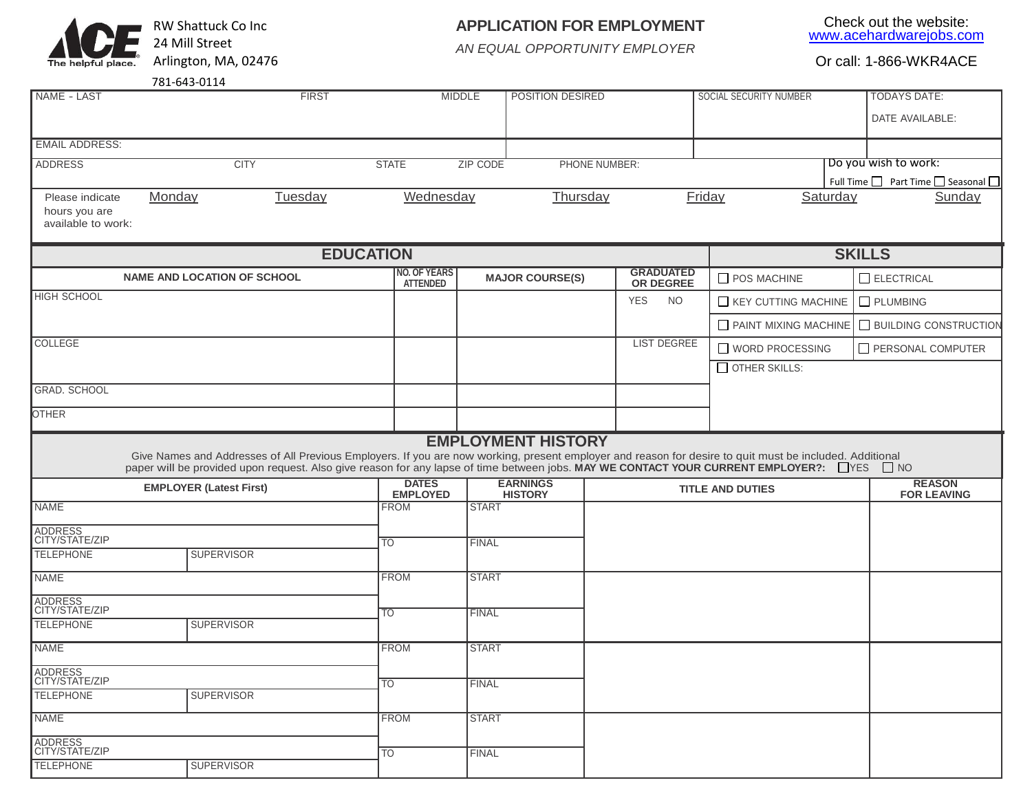ACE The helpful place.

RW Shattuck Co Inc
24 Mill Street
Arlington, MA, 02476
781-643-0114

# APPLICATION FOR EMPLOYMENT

*AN EQUAL OPPORTUNITY EMPLOYER*

Check out the website: www.acehardwarejobs.com

Or call: 1-866-WKR4ACE

| NAME - LAST | FIRST | MIDDLE | POSITION DESIRED | SOCIAL SECURITY NUMBER | TODAYS DATE: DATE AVAILABLE: |
|---|---|---|---|---|---|
| EMAIL ADDRESS: | | | | | |

| ADDRESS | CITY | STATE | ZIP CODE | PHONE NUMBER: | Do you wish to work: Full Time ☐ Part Time ☐ Seasonal ☐ |
|---|---|---|---|---|---|

| Please indicate hours you are available to work: | Monday | Tuesday | Wednesday | Thursday | Friday | Saturday | Sunday |
|---|---|---|---|---|---|---|---|
| | | | | | | | |

## EDUCATION

| NAME AND LOCATION OF SCHOOL | NO. OF YEARS ATTENDED | MAJOR COURSE(S) | GRADUATED OR DEGREE |
|---|---|---|---|
| HIGH SCHOOL | | | YES NO |
| COLLEGE | | | LIST DEGREE |
| GRAD. SCHOOL | | | |
| OTHER | | | |

## SKILLS

| | |
|---|---|
| ☐ POS MACHINE | ☐ ELECTRICAL |
| ☐ KEY CUTTING MACHINE | ☐ PLUMBING |
| ☐ PAINT MIXING MACHINE | ☐ BUILDING CONSTRUCTION |
| ☐ WORD PROCESSING | ☐ PERSONAL COMPUTER |
| ☐ OTHER SKILLS: | |

## EMPLOYMENT HISTORY

Give Names and Addresses of All Previous Employers. If you are now working, present employer and reason for desire to quit must be included. Additional paper will be provided upon request. Also give reason for any lapse of time between jobs. **MAY WE CONTACT YOUR CURRENT EMPLOYER?:** ☐YES ☐ NO

| EMPLOYER (Latest First) | | DATES EMPLOYED | EARNINGS HISTORY | TITLE AND DUTIES | REASON FOR LEAVING |
|---|---|---|---|---|---|
| NAME | | FROM | START | | |
| ADDRESS CITY/STATE/ZIP | | TO | FINAL | | |
| TELEPHONE | SUPERVISOR | | | | |
| NAME | | FROM | START | | |
| ADDRESS CITY/STATE/ZIP | | TO | FINAL | | |
| TELEPHONE | SUPERVISOR | | | | |
| NAME | | FROM | START | | |
| ADDRESS CITY/STATE/ZIP | | TO | FINAL | | |
| TELEPHONE | SUPERVISOR | | | | |
| NAME | | FROM | START | | |
| ADDRESS CITY/STATE/ZIP | | TO | FINAL | | |
| TELEPHONE | SUPERVISOR | | | | |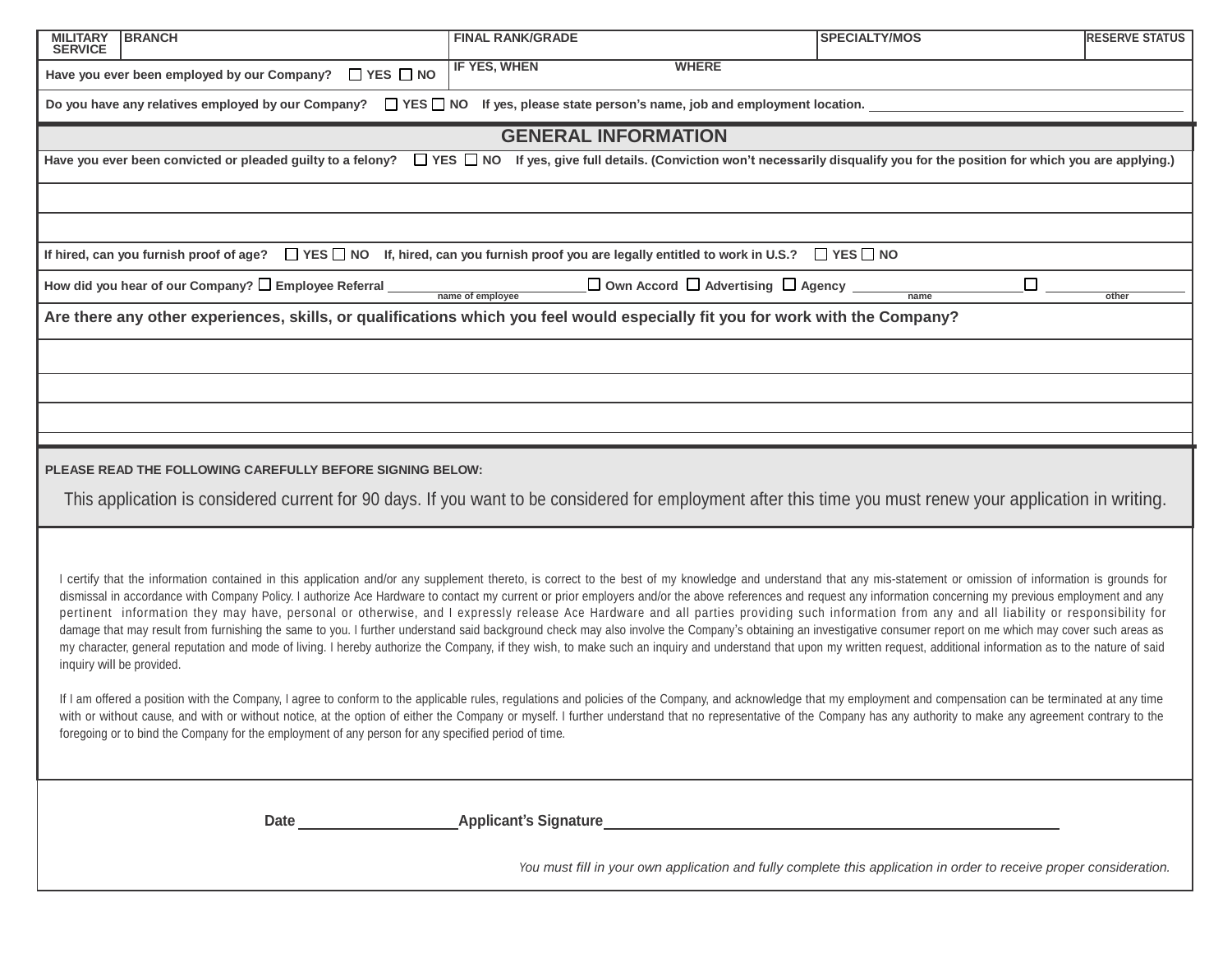| MILITARY SERVICE | BRANCH | FINAL RANK/GRADE | SPECIALTY/MOS | RESERVE STATUS |
|---|---|---|---|---|

| | |
|---|---|
| Have you ever been employed by our Company? ☐ YES ☐ NO | IF YES, WHEN WHERE |

Do you have any relatives employed by our Company? ☐ YES ☐ NO If yes, please state person's name, job and employment location. ______________________________

## GENERAL INFORMATION

Have you ever been convicted or pleaded guilty to a felony? ☐ YES ☐ NO If yes, give full details. (Conviction won't necessarily disqualify you for the position for which you are applying.)

______________________________

______________________________

If hired, can you furnish proof of age? ☐ YES ☐ NO If, hired, can you furnish proof you are legally entitled to work in U.S.? ☐ YES ☐ NO

How did you hear of our Company? ☐ Employee Referral ______________ (name of employee) ☐ Own Accord ☐ Advertising ☐ Agency ______________ (name) ☐ ______________ (other)

Are there any other experiences, skills, or qualifications which you feel would especially fit you for work with the Company?

______________________________

______________________________

______________________________

**PLEASE READ THE FOLLOWING CAREFULLY BEFORE SIGNING BELOW:**

This application is considered current for 90 days. If you want to be considered for employment after this time you must renew your application in writing.

I certify that the information contained in this application and/or any supplement thereto, is correct to the best of my knowledge and understand that any mis-statement or omission of information is grounds for dismissal in accordance with Company Policy. I authorize Ace Hardware to contact my current or prior employers and/or the above references and request any information concerning my previous employment and any pertinent information they may have, personal or otherwise, and I expressly release Ace Hardware and all parties providing such information from any and all liability or responsibility for damage that may result from furnishing the same to you. I further understand said background check may also involve the Company's obtaining an investigative consumer report on me which may cover such areas as my character, general reputation and mode of living. I hereby authorize the Company, if they wish, to make such an inquiry and understand that upon my written request, additional information as to the nature of said inquiry will be provided.

If I am offered a position with the Company, I agree to conform to the applicable rules, regulations and policies of the Company, and acknowledge that my employment and compensation can be terminated at any time with or without cause, and with or without notice, at the option of either the Company or myself. I further understand that no representative of the Company has any authority to make any agreement contrary to the foregoing or to bind the Company for the employment of any person for any specified period of time.

**Date** ______________ **Applicant's Signature** ______________________________

*You must fill in your own application and fully complete this application in order to receive proper consideration.*